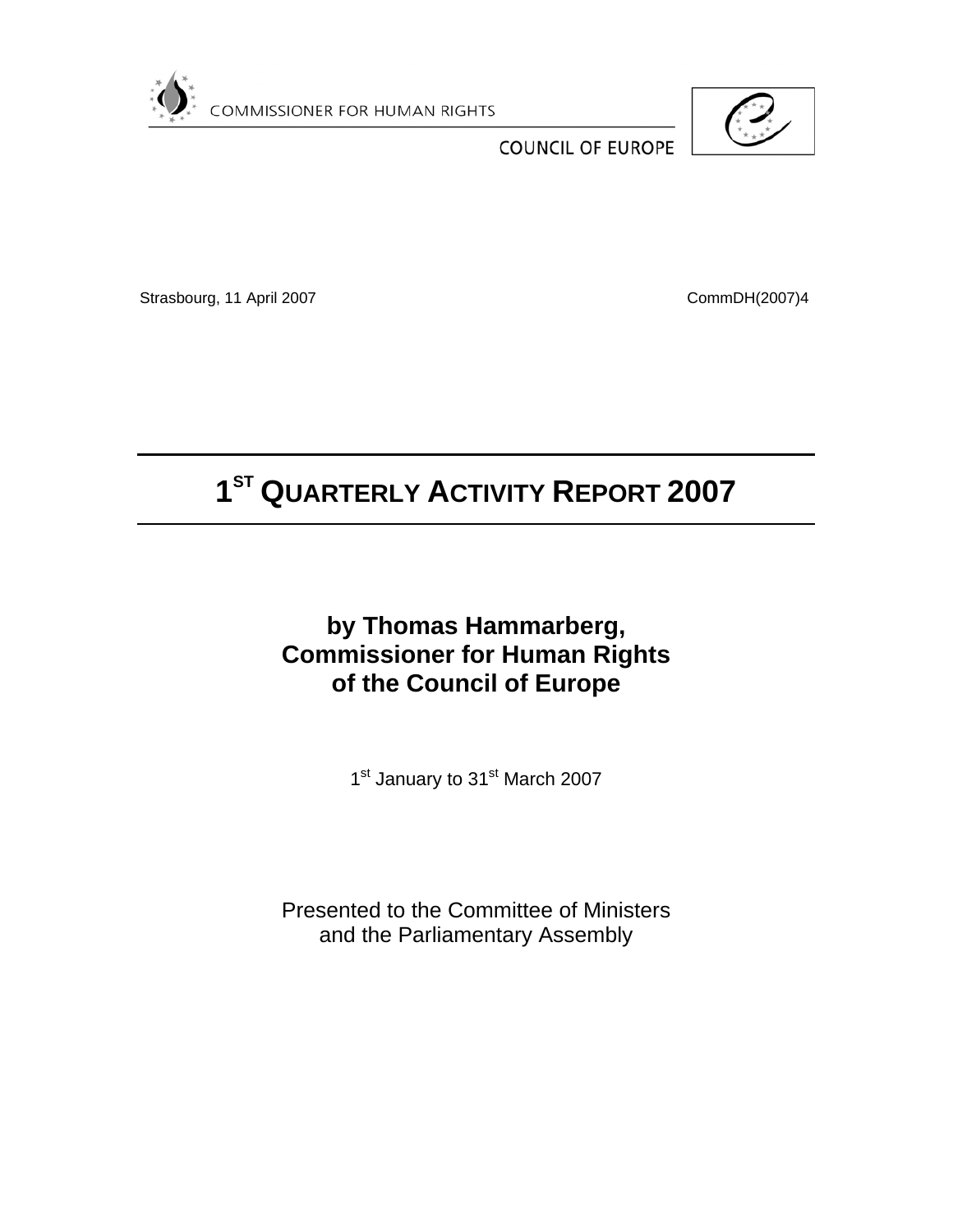COMMISSIONER FOR HUMAN RIGHTS

COUNCIL OF EUROPE

Strasbourg, 11 April 2007 CommDH(2007)4

# 1ST QUARTERLY ACTIVITY REPORT 2007

## by Thomas Hammarberg, Commissioner for Human Rights of the Council of Europe

1st January to 31st March 2007

Presented to the Committee of Ministers and the Parliamentary Assembly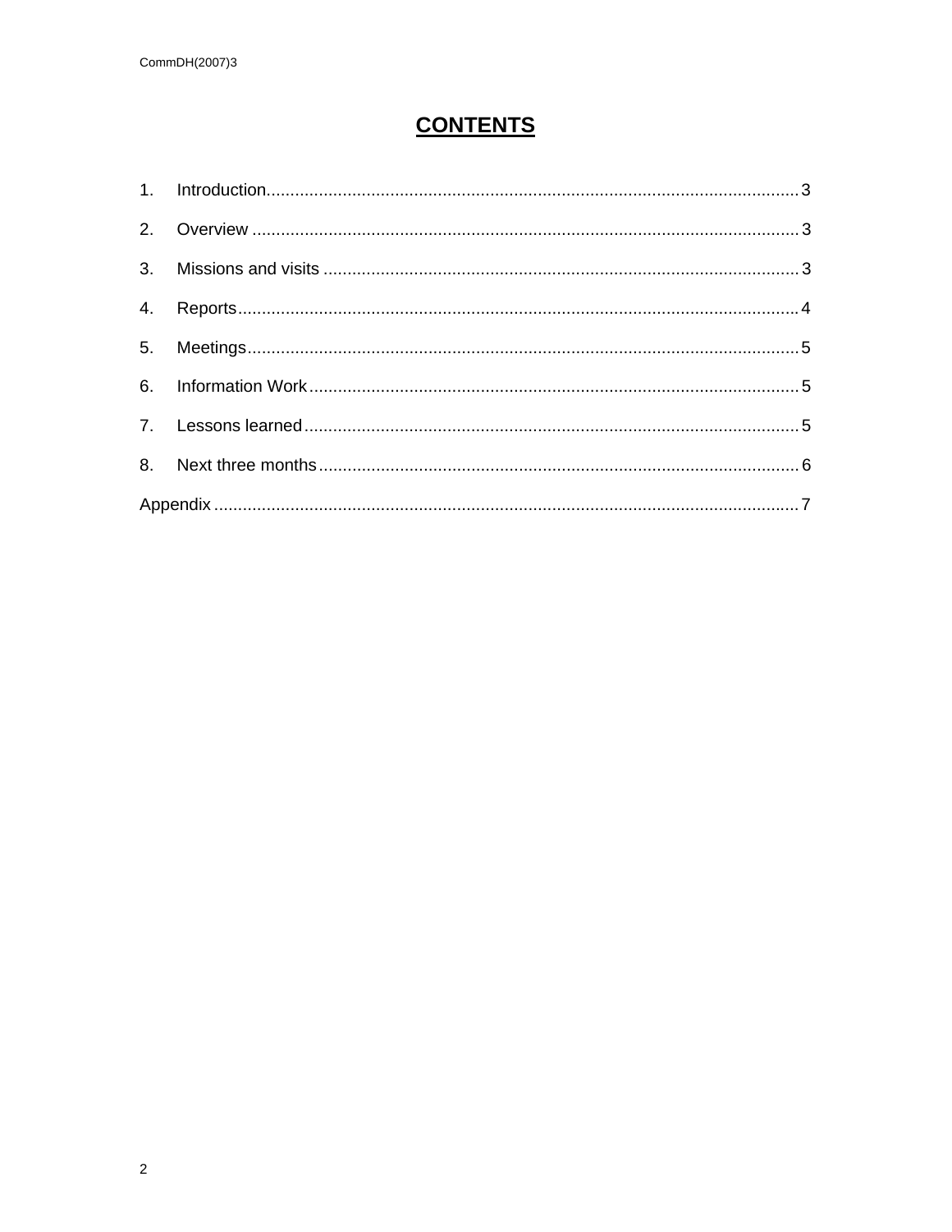# CONTENTS

1. Introduction ........................................................................................................ 3
2. Overview ............................................................................................................ 3
3. Missions and visits ............................................................................................ 3
4. Reports ................................................................................................................ 4
5. Meetings .............................................................................................................. 5
6. Information Work ................................................................................................ 5
7. Lessons learned ................................................................................................. 5
8. Next three months .............................................................................................. 6

Appendix ................................................................................................................... 7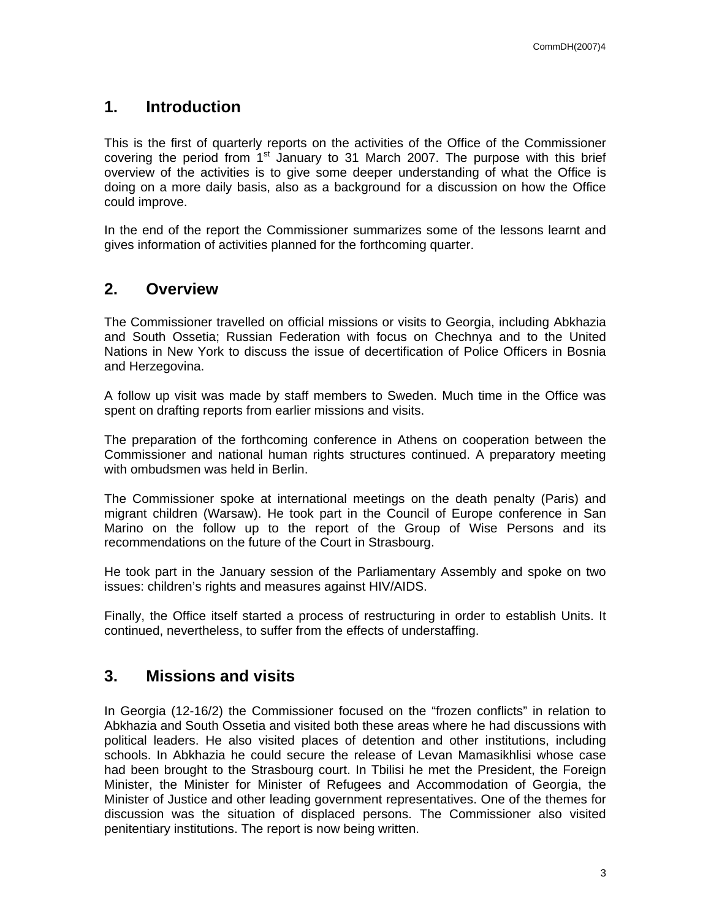## 1. Introduction

This is the first of quarterly reports on the activities of the Office of the Commissioner covering the period from 1st January to 31 March 2007. The purpose with this brief overview of the activities is to give some deeper understanding of what the Office is doing on a more daily basis, also as a background for a discussion on how the Office could improve.

In the end of the report the Commissioner summarizes some of the lessons learnt and gives information of activities planned for the forthcoming quarter.

## 2. Overview

The Commissioner travelled on official missions or visits to Georgia, including Abkhazia and South Ossetia; Russian Federation with focus on Chechnya and to the United Nations in New York to discuss the issue of decertification of Police Officers in Bosnia and Herzegovina.

A follow up visit was made by staff members to Sweden. Much time in the Office was spent on drafting reports from earlier missions and visits.

The preparation of the forthcoming conference in Athens on cooperation between the Commissioner and national human rights structures continued. A preparatory meeting with ombudsmen was held in Berlin.

The Commissioner spoke at international meetings on the death penalty (Paris) and migrant children (Warsaw). He took part in the Council of Europe conference in San Marino on the follow up to the report of the Group of Wise Persons and its recommendations on the future of the Court in Strasbourg.

He took part in the January session of the Parliamentary Assembly and spoke on two issues: children's rights and measures against HIV/AIDS.

Finally, the Office itself started a process of restructuring in order to establish Units. It continued, nevertheless, to suffer from the effects of understaffing.

## 3. Missions and visits

In Georgia (12-16/2) the Commissioner focused on the "frozen conflicts" in relation to Abkhazia and South Ossetia and visited both these areas where he had discussions with political leaders. He also visited places of detention and other institutions, including schools. In Abkhazia he could secure the release of Levan Mamasikhlisi whose case had been brought to the Strasbourg court. In Tbilisi he met the President, the Foreign Minister, the Minister for Minister of Refugees and Accommodation of Georgia, the Minister of Justice and other leading government representatives. One of the themes for discussion was the situation of displaced persons. The Commissioner also visited penitentiary institutions. The report is now being written.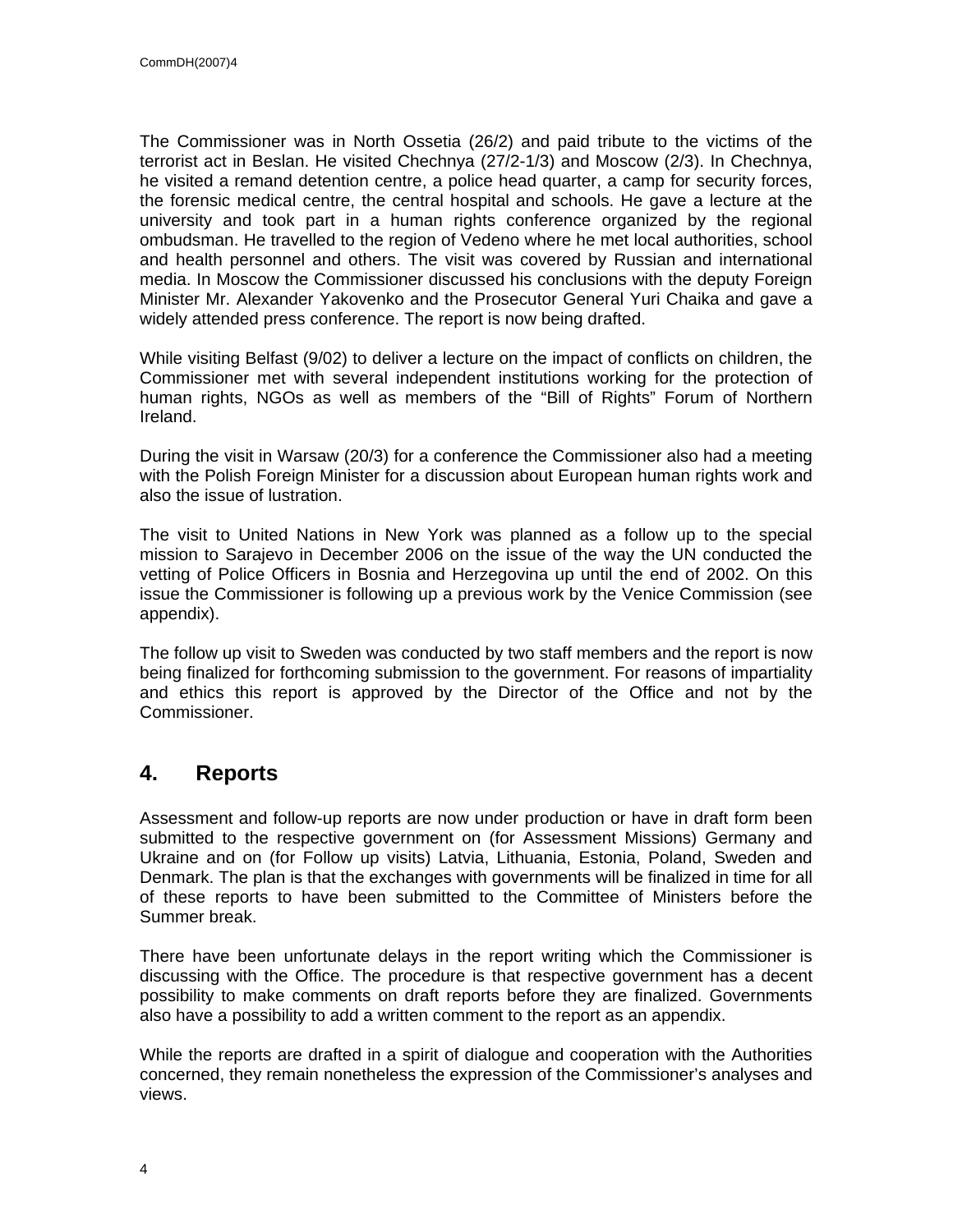The Commissioner was in North Ossetia (26/2) and paid tribute to the victims of the terrorist act in Beslan. He visited Chechnya (27/2-1/3) and Moscow (2/3). In Chechnya, he visited a remand detention centre, a police head quarter, a camp for security forces, the forensic medical centre, the central hospital and schools. He gave a lecture at the university and took part in a human rights conference organized by the regional ombudsman. He travelled to the region of Vedeno where he met local authorities, school and health personnel and others. The visit was covered by Russian and international media. In Moscow the Commissioner discussed his conclusions with the deputy Foreign Minister Mr. Alexander Yakovenko and the Prosecutor General Yuri Chaika and gave a widely attended press conference. The report is now being drafted.

While visiting Belfast (9/02) to deliver a lecture on the impact of conflicts on children, the Commissioner met with several independent institutions working for the protection of human rights, NGOs as well as members of the “Bill of Rights” Forum of Northern Ireland.

During the visit in Warsaw (20/3) for a conference the Commissioner also had a meeting with the Polish Foreign Minister for a discussion about European human rights work and also the issue of lustration.

The visit to United Nations in New York was planned as a follow up to the special mission to Sarajevo in December 2006 on the issue of the way the UN conducted the vetting of Police Officers in Bosnia and Herzegovina up until the end of 2002. On this issue the Commissioner is following up a previous work by the Venice Commission (see appendix).

The follow up visit to Sweden was conducted by two staff members and the report is now being finalized for forthcoming submission to the government. For reasons of impartiality and ethics this report is approved by the Director of the Office and not by the Commissioner.

## 4. Reports

Assessment and follow-up reports are now under production or have in draft form been submitted to the respective government on (for Assessment Missions) Germany and Ukraine and on (for Follow up visits) Latvia, Lithuania, Estonia, Poland, Sweden and Denmark. The plan is that the exchanges with governments will be finalized in time for all of these reports to have been submitted to the Committee of Ministers before the Summer break.

There have been unfortunate delays in the report writing which the Commissioner is discussing with the Office. The procedure is that respective government has a decent possibility to make comments on draft reports before they are finalized. Governments also have a possibility to add a written comment to the report as an appendix.

While the reports are drafted in a spirit of dialogue and cooperation with the Authorities concerned, they remain nonetheless the expression of the Commissioner’s analyses and views.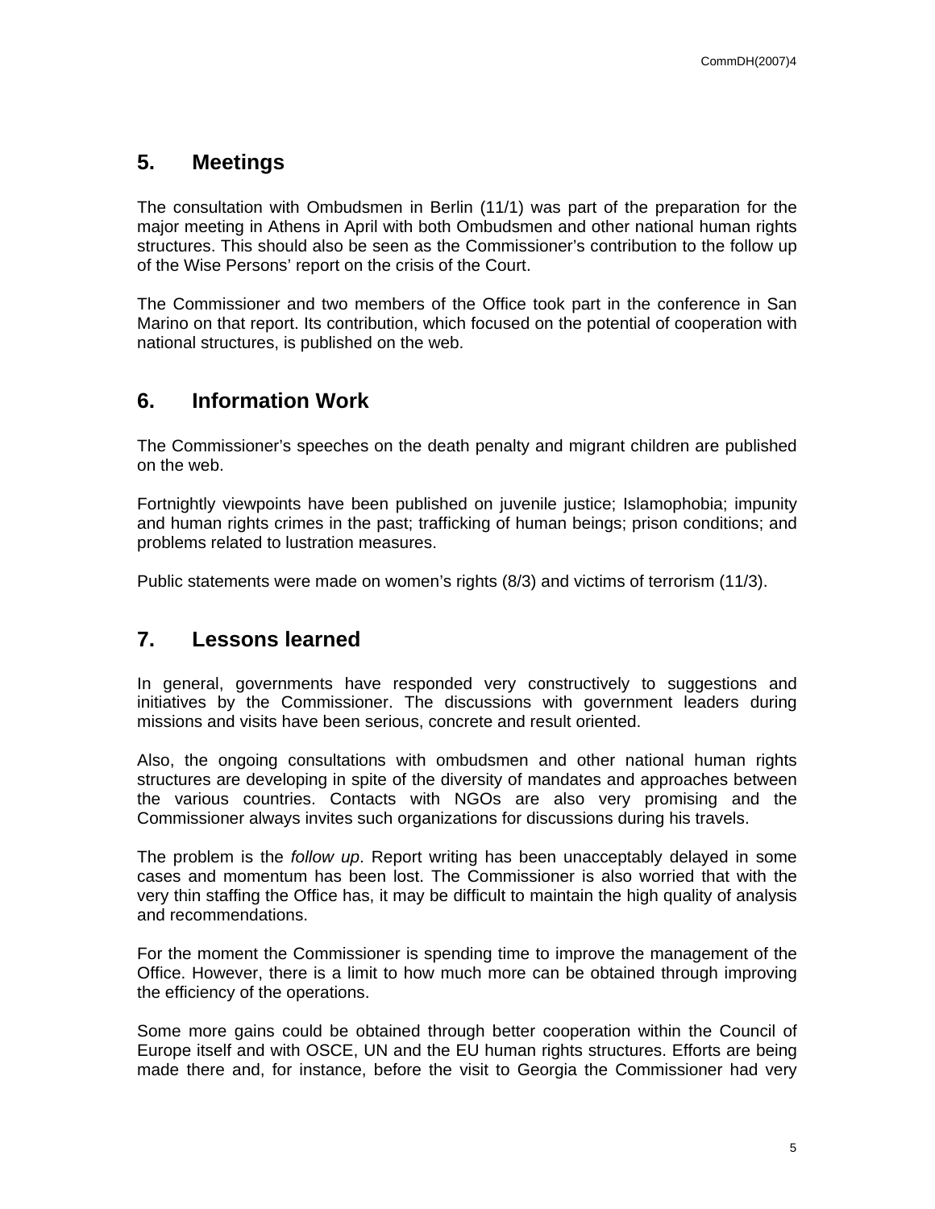## 5. Meetings

The consultation with Ombudsmen in Berlin (11/1) was part of the preparation for the major meeting in Athens in April with both Ombudsmen and other national human rights structures. This should also be seen as the Commissioner's contribution to the follow up of the Wise Persons' report on the crisis of the Court.

The Commissioner and two members of the Office took part in the conference in San Marino on that report. Its contribution, which focused on the potential of cooperation with national structures, is published on the web.

## 6. Information Work

The Commissioner's speeches on the death penalty and migrant children are published on the web.

Fortnightly viewpoints have been published on juvenile justice; Islamophobia; impunity and human rights crimes in the past; trafficking of human beings; prison conditions; and problems related to lustration measures.

Public statements were made on women's rights (8/3) and victims of terrorism (11/3).

## 7. Lessons learned

In general, governments have responded very constructively to suggestions and initiatives by the Commissioner. The discussions with government leaders during missions and visits have been serious, concrete and result oriented.

Also, the ongoing consultations with ombudsmen and other national human rights structures are developing in spite of the diversity of mandates and approaches between the various countries. Contacts with NGOs are also very promising and the Commissioner always invites such organizations for discussions during his travels.

The problem is the *follow up*. Report writing has been unacceptably delayed in some cases and momentum has been lost. The Commissioner is also worried that with the very thin staffing the Office has, it may be difficult to maintain the high quality of analysis and recommendations.

For the moment the Commissioner is spending time to improve the management of the Office. However, there is a limit to how much more can be obtained through improving the efficiency of the operations.

Some more gains could be obtained through better cooperation within the Council of Europe itself and with OSCE, UN and the EU human rights structures. Efforts are being made there and, for instance, before the visit to Georgia the Commissioner had very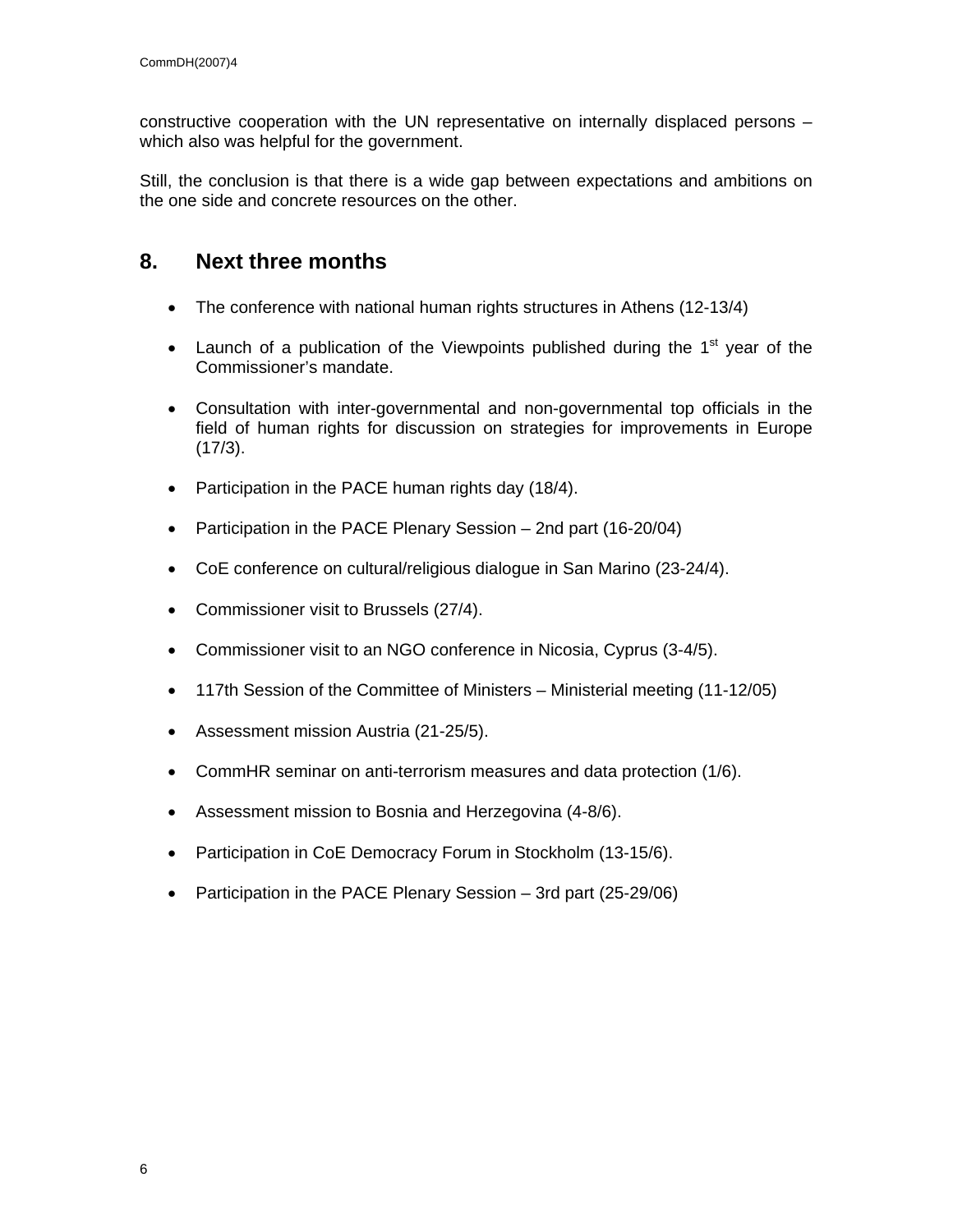constructive cooperation with the UN representative on internally displaced persons – which also was helpful for the government.

Still, the conclusion is that there is a wide gap between expectations and ambitions on the one side and concrete resources on the other.

## 8. Next three months

- The conference with national human rights structures in Athens (12-13/4)
- Launch of a publication of the Viewpoints published during the 1st year of the Commissioner's mandate.
- Consultation with inter-governmental and non-governmental top officials in the field of human rights for discussion on strategies for improvements in Europe (17/3).
- Participation in the PACE human rights day (18/4).
- Participation in the PACE Plenary Session – 2nd part (16-20/04)
- CoE conference on cultural/religious dialogue in San Marino (23-24/4).
- Commissioner visit to Brussels (27/4).
- Commissioner visit to an NGO conference in Nicosia, Cyprus (3-4/5).
- 117th Session of the Committee of Ministers – Ministerial meeting (11-12/05)
- Assessment mission Austria (21-25/5).
- CommHR seminar on anti-terrorism measures and data protection (1/6).
- Assessment mission to Bosnia and Herzegovina (4-8/6).
- Participation in CoE Democracy Forum in Stockholm (13-15/6).
- Participation in the PACE Plenary Session – 3rd part (25-29/06)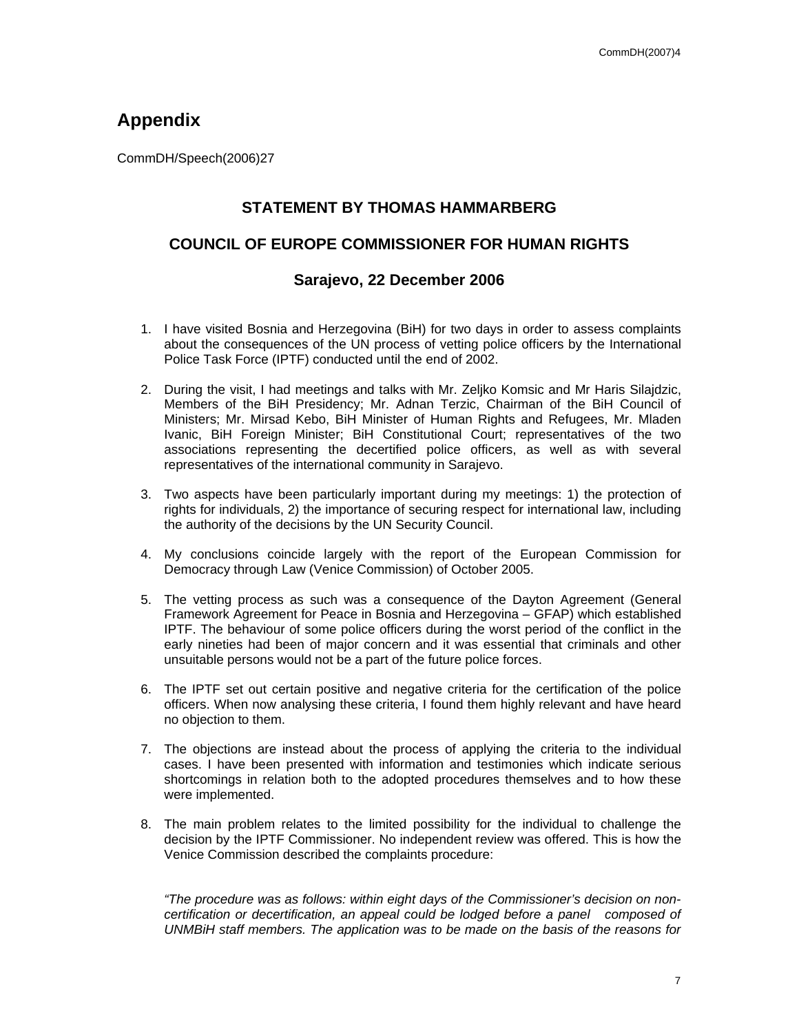# Appendix

CommDH/Speech(2006)27

## STATEMENT BY THOMAS HAMMARBERG

## COUNCIL OF EUROPE COMMISSIONER FOR HUMAN RIGHTS

### Sarajevo, 22 December 2006

1. I have visited Bosnia and Herzegovina (BiH) for two days in order to assess complaints about the consequences of the UN process of vetting police officers by the International Police Task Force (IPTF) conducted until the end of 2002.

2. During the visit, I had meetings and talks with Mr. Zeljko Komsic and Mr Haris Silajdzic, Members of the BiH Presidency; Mr. Adnan Terzic, Chairman of the BiH Council of Ministers; Mr. Mirsad Kebo, BiH Minister of Human Rights and Refugees, Mr. Mladen Ivanic, BiH Foreign Minister; BiH Constitutional Court; representatives of the two associations representing the decertified police officers, as well as with several representatives of the international community in Sarajevo.

3. Two aspects have been particularly important during my meetings: 1) the protection of rights for individuals, 2) the importance of securing respect for international law, including the authority of the decisions by the UN Security Council.

4. My conclusions coincide largely with the report of the European Commission for Democracy through Law (Venice Commission) of October 2005.

5. The vetting process as such was a consequence of the Dayton Agreement (General Framework Agreement for Peace in Bosnia and Herzegovina – GFAP) which established IPTF. The behaviour of some police officers during the worst period of the conflict in the early nineties had been of major concern and it was essential that criminals and other unsuitable persons would not be a part of the future police forces.

6. The IPTF set out certain positive and negative criteria for the certification of the police officers. When now analysing these criteria, I found them highly relevant and have heard no objection to them.

7. The objections are instead about the process of applying the criteria to the individual cases. I have been presented with information and testimonies which indicate serious shortcomings in relation both to the adopted procedures themselves and to how these were implemented.

8. The main problem relates to the limited possibility for the individual to challenge the decision by the IPTF Commissioner. No independent review was offered. This is how the Venice Commission described the complaints procedure:

   *"The procedure was as follows: within eight days of the Commissioner's decision on non-certification or decertification, an appeal could be lodged before a panel composed of UNMBiH staff members. The application was to be made on the basis of the reasons for*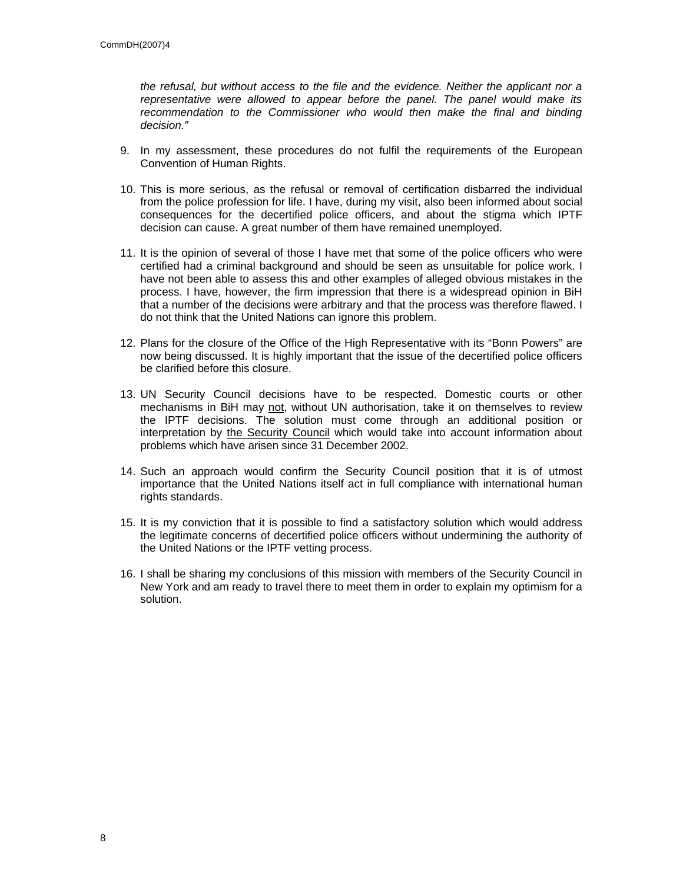*the refusal, but without access to the file and the evidence. Neither the applicant nor a representative were allowed to appear before the panel. The panel would make its recommendation to the Commissioner who would then make the final and binding decision."*

9. In my assessment, these procedures do not fulfil the requirements of the European Convention of Human Rights.

10. This is more serious, as the refusal or removal of certification disbarred the individual from the police profession for life. I have, during my visit, also been informed about social consequences for the decertified police officers, and about the stigma which IPTF decision can cause. A great number of them have remained unemployed.

11. It is the opinion of several of those I have met that some of the police officers who were certified had a criminal background and should be seen as unsuitable for police work. I have not been able to assess this and other examples of alleged obvious mistakes in the process. I have, however, the firm impression that there is a widespread opinion in BiH that a number of the decisions were arbitrary and that the process was therefore flawed. I do not think that the United Nations can ignore this problem.

12. Plans for the closure of the Office of the High Representative with its "Bonn Powers" are now being discussed. It is highly important that the issue of the decertified police officers be clarified before this closure.

13. UN Security Council decisions have to be respected. Domestic courts or other mechanisms in BiH may <u>not</u>, without UN authorisation, take it on themselves to review the IPTF decisions. The solution must come through an additional position or interpretation by <u>the Security Council</u> which would take into account information about problems which have arisen since 31 December 2002.

14. Such an approach would confirm the Security Council position that it is of utmost importance that the United Nations itself act in full compliance with international human rights standards.

15. It is my conviction that it is possible to find a satisfactory solution which would address the legitimate concerns of decertified police officers without undermining the authority of the United Nations or the IPTF vetting process.

16. I shall be sharing my conclusions of this mission with members of the Security Council in New York and am ready to travel there to meet them in order to explain my optimism for a solution.